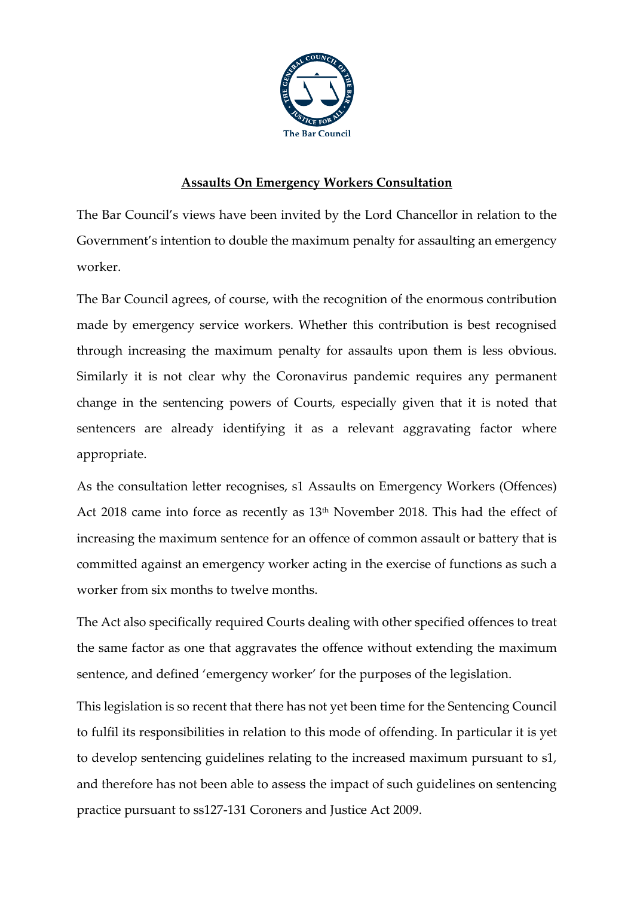# Assaults On Emergency Workers Consultation

The Bar Council's views have been invited by the Lord Chancellor in relation to the Government's intention to double the maximum penalty for assaulting an emergency worker.

The Bar Council agrees, of course, with the recognition of the enormous contribution made by emergency service workers. Whether this contribution is best recognised through increasing the maximum penalty for assaults upon them is less obvious. Similarly it is not clear why the Coronavirus pandemic requires any permanent change in the sentencing powers of Courts, especially given that it is noted that sentencers are already identifying it as a relevant aggravating factor where appropriate.

As the consultation letter recognises, s1 Assaults on Emergency Workers (Offences) Act 2018 came into force as recently as 13th November 2018. This had the effect of increasing the maximum sentence for an offence of common assault or battery that is committed against an emergency worker acting in the exercise of functions as such a worker from six months to twelve months.

The Act also specifically required Courts dealing with other specified offences to treat the same factor as one that aggravates the offence without extending the maximum sentence, and defined 'emergency worker' for the purposes of the legislation.

This legislation is so recent that there has not yet been time for the Sentencing Council to fulfil its responsibilities in relation to this mode of offending. In particular it is yet to develop sentencing guidelines relating to the increased maximum pursuant to s1, and therefore has not been able to assess the impact of such guidelines on sentencing practice pursuant to ss127-131 Coroners and Justice Act 2009.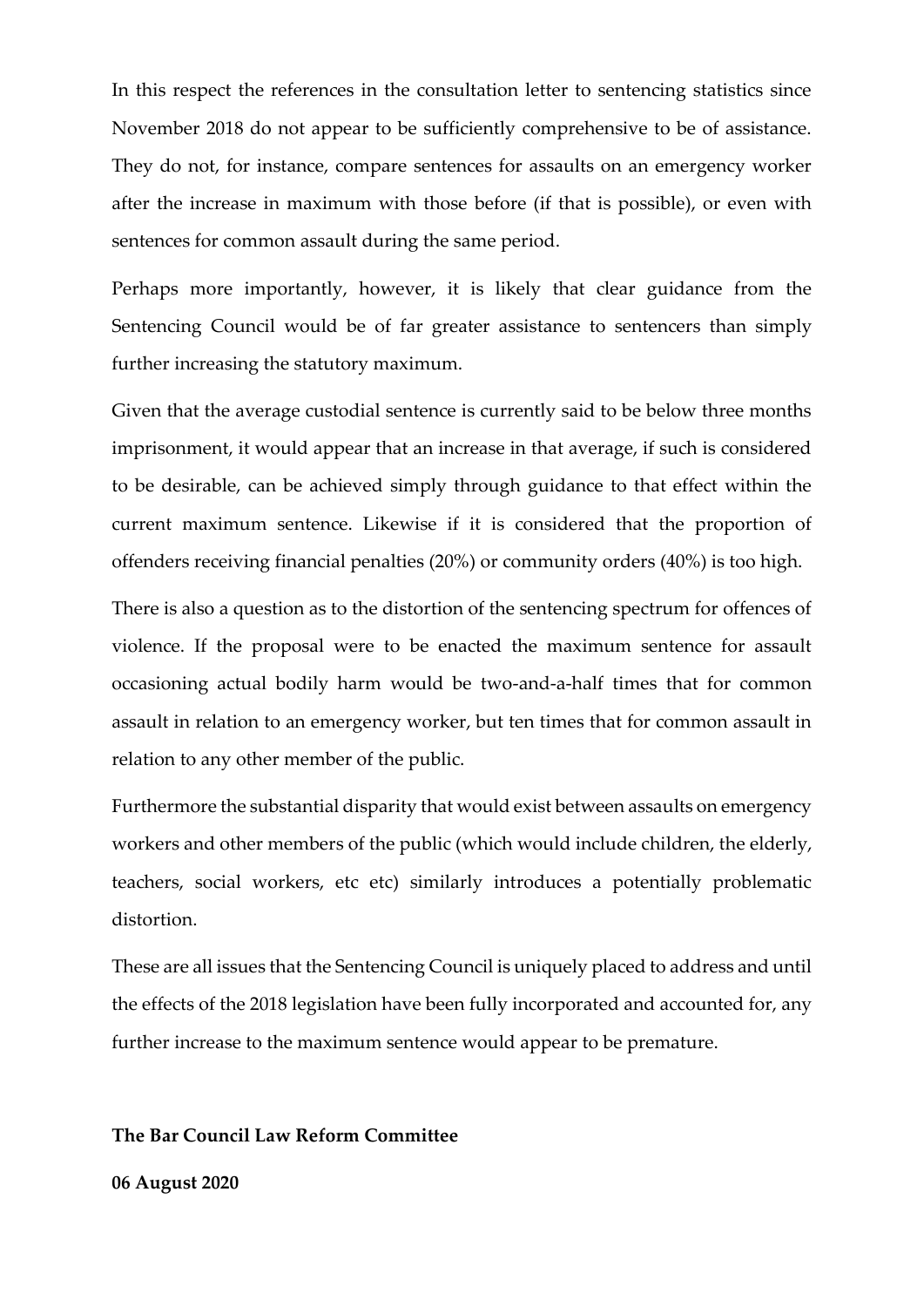In this respect the references in the consultation letter to sentencing statistics since November 2018 do not appear to be sufficiently comprehensive to be of assistance. They do not, for instance, compare sentences for assaults on an emergency worker after the increase in maximum with those before (if that is possible), or even with sentences for common assault during the same period.

Perhaps more importantly, however, it is likely that clear guidance from the Sentencing Council would be of far greater assistance to sentencers than simply further increasing the statutory maximum.

Given that the average custodial sentence is currently said to be below three months imprisonment, it would appear that an increase in that average, if such is considered to be desirable, can be achieved simply through guidance to that effect within the current maximum sentence. Likewise if it is considered that the proportion of offenders receiving financial penalties (20%) or community orders (40%) is too high.

There is also a question as to the distortion of the sentencing spectrum for offences of violence. If the proposal were to be enacted the maximum sentence for assault occasioning actual bodily harm would be two-and-a-half times that for common assault in relation to an emergency worker, but ten times that for common assault in relation to any other member of the public.

Furthermore the substantial disparity that would exist between assaults on emergency workers and other members of the public (which would include children, the elderly, teachers, social workers, etc etc) similarly introduces a potentially problematic distortion.

These are all issues that the Sentencing Council is uniquely placed to address and until the effects of the 2018 legislation have been fully incorporated and accounted for, any further increase to the maximum sentence would appear to be premature.

**The Bar Council Law Reform Committee**

**06 August 2020**